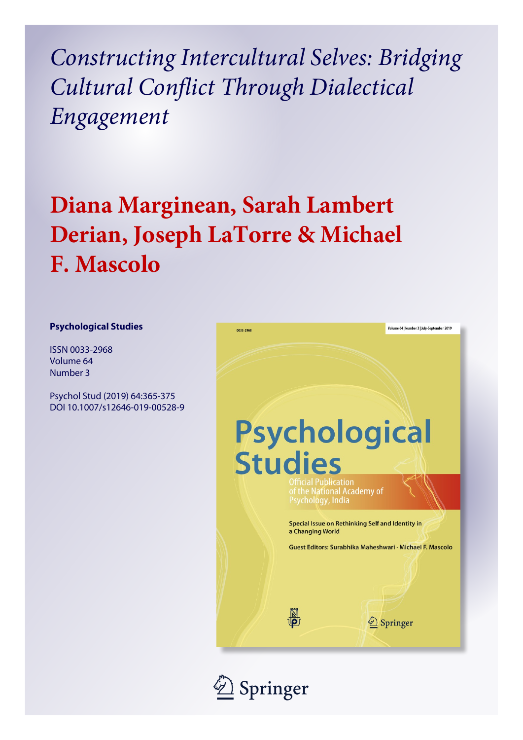# *Constructing Intercultural Selves: Bridging Cultural Conflict Through Dialectical Engagement*

## Diana Marginean, Sarah Lambert Derian, Joseph LaTorre & Michael F. Mascolo

**Psychological Studies**

ISSN 0033-2968
Volume 64
Number 3

Psychol Stud (2019) 64:365-375
DOI 10.1007/s12646-019-00528-9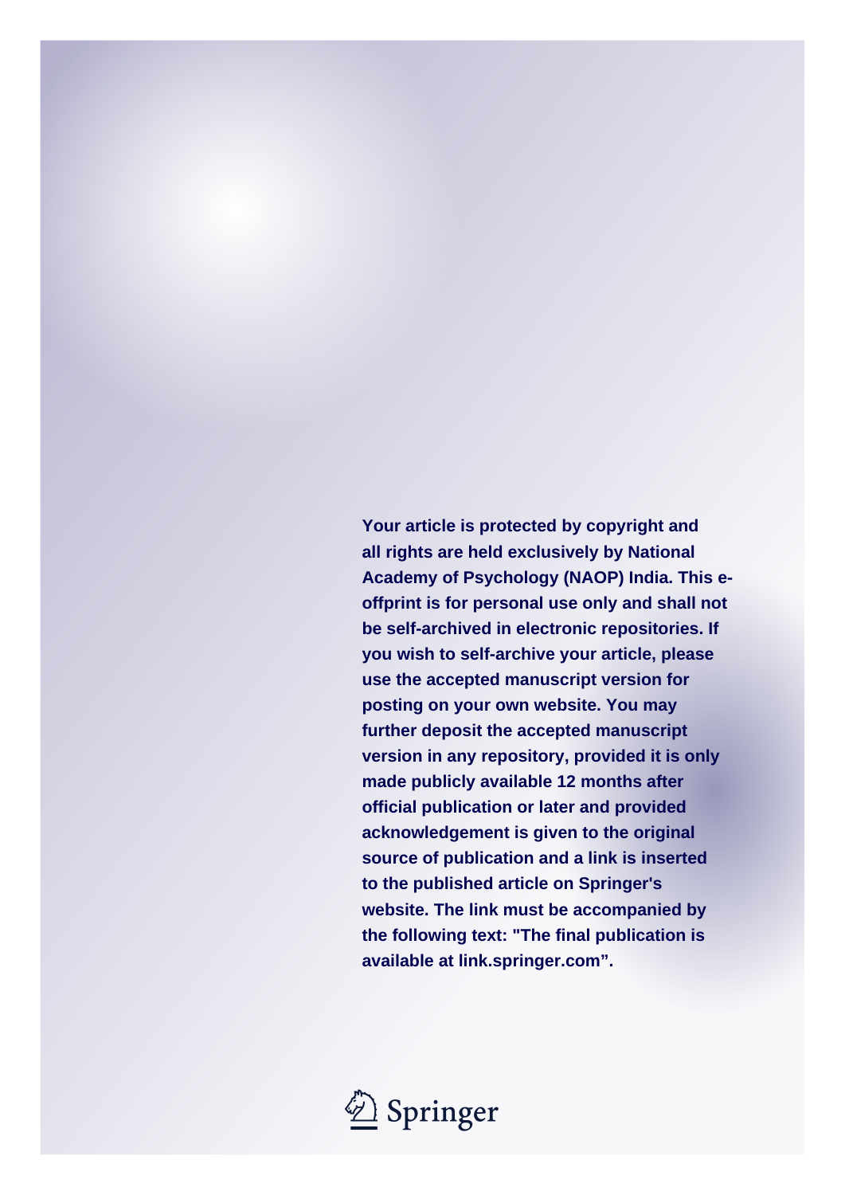**Your article is protected by copyright and all rights are held exclusively by National Academy of Psychology (NAOP) India. This e-offprint is for personal use only and shall not be self-archived in electronic repositories. If you wish to self-archive your article, please use the accepted manuscript version for posting on your own website. You may further deposit the accepted manuscript version in any repository, provided it is only made publicly available 12 months after official publication or later and provided acknowledgement is given to the original source of publication and a link is inserted to the published article on Springer's website. The link must be accompanied by the following text: "The final publication is available at link.springer.com".**

Springer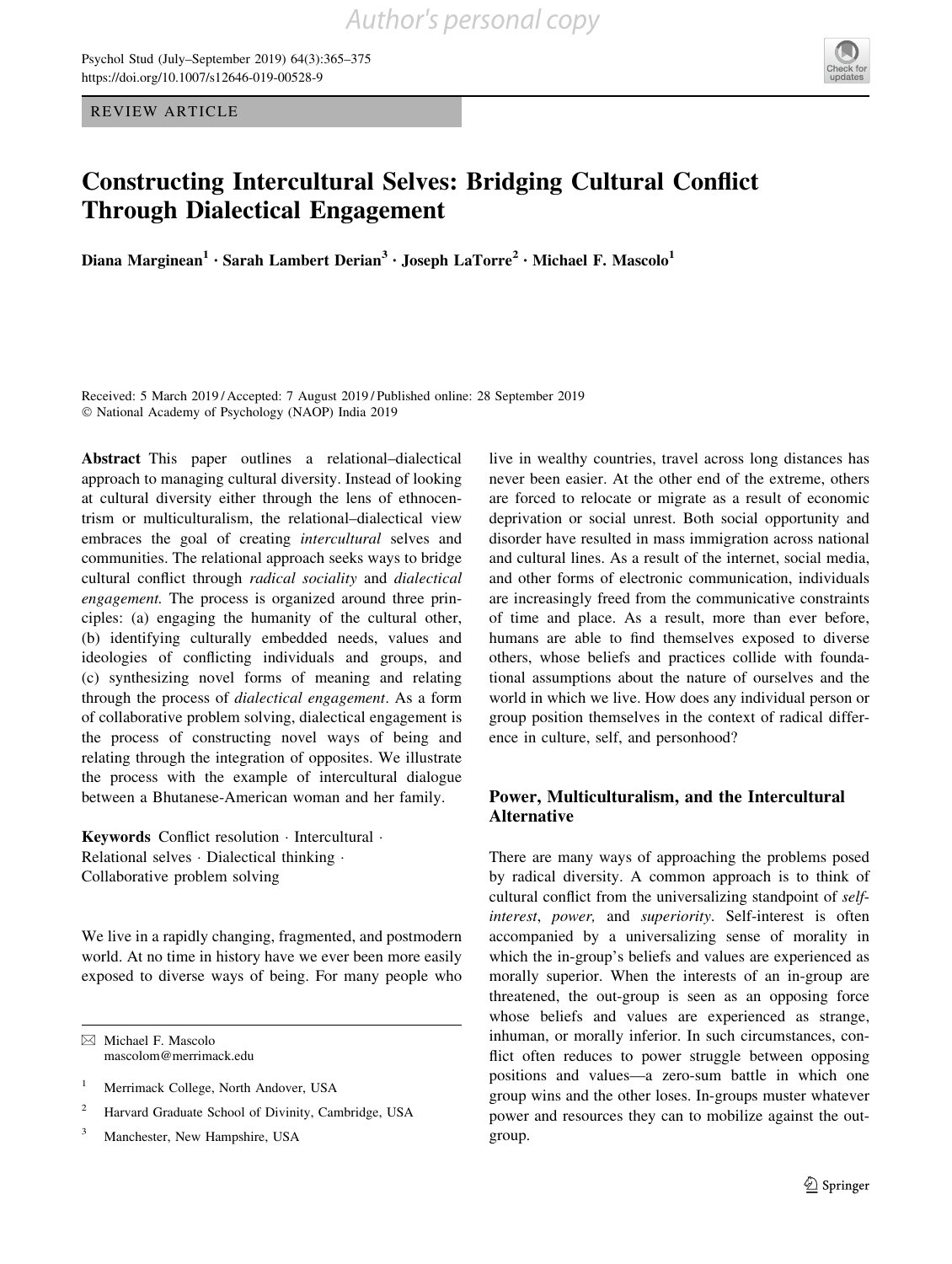REVIEW ARTICLE

# Constructing Intercultural Selves: Bridging Cultural Conflict Through Dialectical Engagement

**Diana Marginean[1] · Sarah Lambert Derian[3] · Joseph LaTorre[2] · Michael F. Mascolo[1]**

Received: 5 March 2019 / Accepted: 7 August 2019 / Published online: 28 September 2019
© National Academy of Psychology (NAOP) India 2019

**Abstract** This paper outlines a relational–dialectical approach to managing cultural diversity. Instead of looking at cultural diversity either through the lens of ethnocentrism or multiculturalism, the relational–dialectical view embraces the goal of creating *intercultural* selves and communities. The relational approach seeks ways to bridge cultural conflict through *radical sociality* and *dialectical engagement.* The process is organized around three principles: (a) engaging the humanity of the cultural other, (b) identifying culturally embedded needs, values and ideologies of conflicting individuals and groups, and (c) synthesizing novel forms of meaning and relating through the process of *dialectical engagement*. As a form of collaborative problem solving, dialectical engagement is the process of constructing novel ways of being and relating through the integration of opposites. We illustrate the process with the example of intercultural dialogue between a Bhutanese-American woman and her family.

**Keywords** Conflict resolution · Intercultural · Relational selves · Dialectical thinking · Collaborative problem solving

We live in a rapidly changing, fragmented, and postmodern world. At no time in history have we ever been more easily exposed to diverse ways of being. For many people who live in wealthy countries, travel across long distances has never been easier. At the other end of the extreme, others are forced to relocate or migrate as a result of economic deprivation or social unrest. Both social opportunity and disorder have resulted in mass immigration across national and cultural lines. As a result of the internet, social media, and other forms of electronic communication, individuals are increasingly freed from the communicative constraints of time and place. As a result, more than ever before, humans are able to find themselves exposed to diverse others, whose beliefs and practices collide with foundational assumptions about the nature of ourselves and the world in which we live. How does any individual person or group position themselves in the context of radical difference in culture, self, and personhood?

## Power, Multiculturalism, and the Intercultural Alternative

There are many ways of approaching the problems posed by radical diversity. A common approach is to think of cultural conflict from the universalizing standpoint of *self-interest*, *power,* and *superiority*. Self-interest is often accompanied by a universalizing sense of morality in which the in-group's beliefs and values are experienced as morally superior. When the interests of an in-group are threatened, the out-group is seen as an opposing force whose beliefs and values are experienced as strange, inhuman, or morally inferior. In such circumstances, conflict often reduces to power struggle between opposing positions and values—a zero-sum battle in which one group wins and the other loses. In-groups muster whatever power and resources they can to mobilize against the out-group.

✉ Michael F. Mascolo
mascolom@merrimack.edu

[1] Merrimack College, North Andover, USA

[2] Harvard Graduate School of Divinity, Cambridge, USA

[3] Manchester, New Hampshire, USA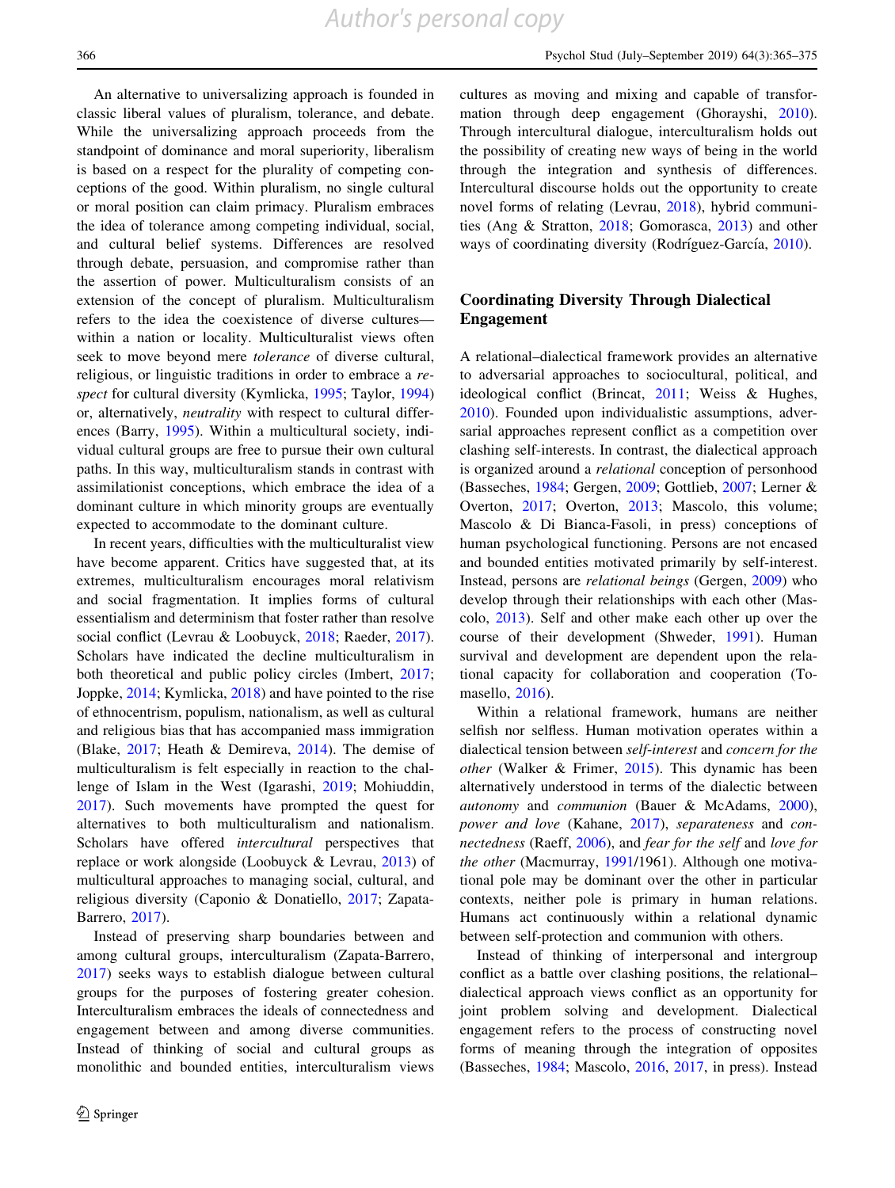An alternative to universalizing approach is founded in classic liberal values of pluralism, tolerance, and debate. While the universalizing approach proceeds from the standpoint of dominance and moral superiority, liberalism is based on a respect for the plurality of competing conceptions of the good. Within pluralism, no single cultural or moral position can claim primacy. Pluralism embraces the idea of tolerance among competing individual, social, and cultural belief systems. Differences are resolved through debate, persuasion, and compromise rather than the assertion of power. Multiculturalism consists of an extension of the concept of pluralism. Multiculturalism refers to the idea the coexistence of diverse cultures—within a nation or locality. Multiculturalist views often seek to move beyond mere *tolerance* of diverse cultural, religious, or linguistic traditions in order to embrace a *respect* for cultural diversity (Kymlicka, 1995; Taylor, 1994) or, alternatively, *neutrality* with respect to cultural differences (Barry, 1995). Within a multicultural society, individual cultural groups are free to pursue their own cultural paths. In this way, multiculturalism stands in contrast with assimilationist conceptions, which embrace the idea of a dominant culture in which minority groups are eventually expected to accommodate to the dominant culture.

In recent years, difficulties with the multiculturalist view have become apparent. Critics have suggested that, at its extremes, multiculturalism encourages moral relativism and social fragmentation. It implies forms of cultural essentialism and determinism that foster rather than resolve social conflict (Levrau & Loobuyck, 2018; Raeder, 2017). Scholars have indicated the decline multiculturalism in both theoretical and public policy circles (Imbert, 2017; Joppke, 2014; Kymlicka, 2018) and have pointed to the rise of ethnocentrism, populism, nationalism, as well as cultural and religious bias that has accompanied mass immigration (Blake, 2017; Heath & Demireva, 2014). The demise of multiculturalism is felt especially in reaction to the challenge of Islam in the West (Igarashi, 2019; Mohiuddin, 2017). Such movements have prompted the quest for alternatives to both multiculturalism and nationalism. Scholars have offered *intercultural* perspectives that replace or work alongside (Loobuyck & Levrau, 2013) of multicultural approaches to managing social, cultural, and religious diversity (Caponio & Donatiello, 2017; Zapata-Barrero, 2017).

Instead of preserving sharp boundaries between and among cultural groups, interculturalism (Zapata-Barrero, 2017) seeks ways to establish dialogue between cultural groups for the purposes of fostering greater cohesion. Interculturalism embraces the ideals of connectedness and engagement between and among diverse communities. Instead of thinking of social and cultural groups as monolithic and bounded entities, interculturalism views cultures as moving and mixing and capable of transformation through deep engagement (Ghorayshi, 2010). Through intercultural dialogue, interculturalism holds out the possibility of creating new ways of being in the world through the integration and synthesis of differences. Intercultural discourse holds out the opportunity to create novel forms of relating (Levrau, 2018), hybrid communities (Ang & Stratton, 2018; Gomorasca, 2013) and other ways of coordinating diversity (Rodríguez-García, 2010).

## Coordinating Diversity Through Dialectical Engagement

A relational–dialectical framework provides an alternative to adversarial approaches to sociocultural, political, and ideological conflict (Brincat, 2011; Weiss & Hughes, 2010). Founded upon individualistic assumptions, adversarial approaches represent conflict as a competition over clashing self-interests. In contrast, the dialectical approach is organized around a *relational* conception of personhood (Basseches, 1984; Gergen, 2009; Gottlieb, 2007; Lerner & Overton, 2017; Overton, 2013; Mascolo, this volume; Mascolo & Di Bianca-Fasoli, in press) conceptions of human psychological functioning. Persons are not encased and bounded entities motivated primarily by self-interest. Instead, persons are *relational beings* (Gergen, 2009) who develop through their relationships with each other (Mascolo, 2013). Self and other make each other up over the course of their development (Shweder, 1991). Human survival and development are dependent upon the relational capacity for collaboration and cooperation (Tomasello, 2016).

Within a relational framework, humans are neither selfish nor selfless. Human motivation operates within a dialectical tension between *self-interest* and *concern for the other* (Walker & Frimer, 2015). This dynamic has been alternatively understood in terms of the dialectic between *autonomy* and *communion* (Bauer & McAdams, 2000), *power and love* (Kahane, 2017), *separateness* and *connectedness* (Raeff, 2006), and *fear for the self* and *love for the other* (Macmurray, 1991/1961). Although one motivational pole may be dominant over the other in particular contexts, neither pole is primary in human relations. Humans act continuously within a relational dynamic between self-protection and communion with others.

Instead of thinking of interpersonal and intergroup conflict as a battle over clashing positions, the relational–dialectical approach views conflict as an opportunity for joint problem solving and development. Dialectical engagement refers to the process of constructing novel forms of meaning through the integration of opposites (Basseches, 1984; Mascolo, 2016, 2017, in press). Instead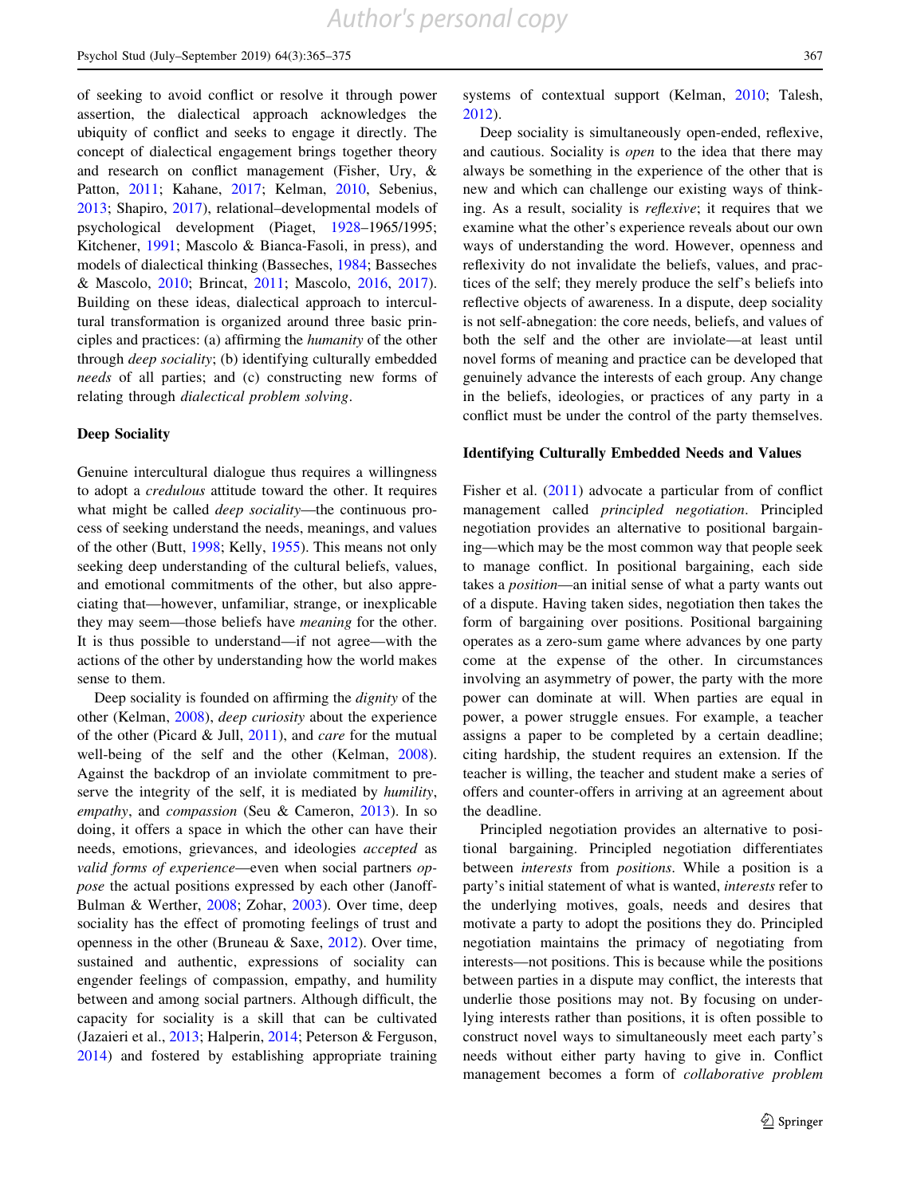of seeking to avoid conflict or resolve it through power assertion, the dialectical approach acknowledges the ubiquity of conflict and seeks to engage it directly. The concept of dialectical engagement brings together theory and research on conflict management (Fisher, Ury, & Patton, 2011; Kahane, 2017; Kelman, 2010, Sebenius, 2013; Shapiro, 2017), relational–developmental models of psychological development (Piaget, 1928–1965/1995; Kitchener, 1991; Mascolo & Bianca-Fasoli, in press), and models of dialectical thinking (Basseches, 1984; Basseches & Mascolo, 2010; Brincat, 2011; Mascolo, 2016, 2017). Building on these ideas, dialectical approach to intercultural transformation is organized around three basic principles and practices: (a) affirming the *humanity* of the other through *deep sociality*; (b) identifying culturally embedded *needs* of all parties; and (c) constructing new forms of relating through *dialectical problem solving*.

### Deep Sociality

Genuine intercultural dialogue thus requires a willingness to adopt a *credulous* attitude toward the other. It requires what might be called *deep sociality*—the continuous process of seeking understand the needs, meanings, and values of the other (Butt, 1998; Kelly, 1955). This means not only seeking deep understanding of the cultural beliefs, values, and emotional commitments of the other, but also appreciating that—however, unfamiliar, strange, or inexplicable they may seem—those beliefs have *meaning* for the other. It is thus possible to understand—if not agree—with the actions of the other by understanding how the world makes sense to them.

Deep sociality is founded on affirming the *dignity* of the other (Kelman, 2008), *deep curiosity* about the experience of the other (Picard & Jull, 2011), and *care* for the mutual well-being of the self and the other (Kelman, 2008). Against the backdrop of an inviolate commitment to preserve the integrity of the self, it is mediated by *humility*, *empathy*, and *compassion* (Seu & Cameron, 2013). In so doing, it offers a space in which the other can have their needs, emotions, grievances, and ideologies *accepted* as *valid forms of experience*—even when social partners *oppose* the actual positions expressed by each other (Janoff-Bulman & Werther, 2008; Zohar, 2003). Over time, deep sociality has the effect of promoting feelings of trust and openness in the other (Bruneau & Saxe, 2012). Over time, sustained and authentic, expressions of sociality can engender feelings of compassion, empathy, and humility between and among social partners. Although difficult, the capacity for sociality is a skill that can be cultivated (Jazaieri et al., 2013; Halperin, 2014; Peterson & Ferguson, 2014) and fostered by establishing appropriate training systems of contextual support (Kelman, 2010; Talesh, 2012).

Deep sociality is simultaneously open-ended, reflexive, and cautious. Sociality is *open* to the idea that there may always be something in the experience of the other that is new and which can challenge our existing ways of thinking. As a result, sociality is *reflexive*; it requires that we examine what the other's experience reveals about our own ways of understanding the word. However, openness and reflexivity do not invalidate the beliefs, values, and practices of the self; they merely produce the self's beliefs into reflective objects of awareness. In a dispute, deep sociality is not self-abnegation: the core needs, beliefs, and values of both the self and the other are inviolate—at least until novel forms of meaning and practice can be developed that genuinely advance the interests of each group. Any change in the beliefs, ideologies, or practices of any party in a conflict must be under the control of the party themselves.

### Identifying Culturally Embedded Needs and Values

Fisher et al. (2011) advocate a particular from of conflict management called *principled negotiation*. Principled negotiation provides an alternative to positional bargaining—which may be the most common way that people seek to manage conflict. In positional bargaining, each side takes a *position*—an initial sense of what a party wants out of a dispute. Having taken sides, negotiation then takes the form of bargaining over positions. Positional bargaining operates as a zero-sum game where advances by one party come at the expense of the other. In circumstances involving an asymmetry of power, the party with the more power can dominate at will. When parties are equal in power, a power struggle ensues. For example, a teacher assigns a paper to be completed by a certain deadline; citing hardship, the student requires an extension. If the teacher is willing, the teacher and student make a series of offers and counter-offers in arriving at an agreement about the deadline.

Principled negotiation provides an alternative to positional bargaining. Principled negotiation differentiates between *interests* from *positions*. While a position is a party's initial statement of what is wanted, *interests* refer to the underlying motives, goals, needs and desires that motivate a party to adopt the positions they do. Principled negotiation maintains the primacy of negotiating from interests—not positions. This is because while the positions between parties in a dispute may conflict, the interests that underlie those positions may not. By focusing on underlying interests rather than positions, it is often possible to construct novel ways to simultaneously meet each party's needs without either party having to give in. Conflict management becomes a form of *collaborative problem*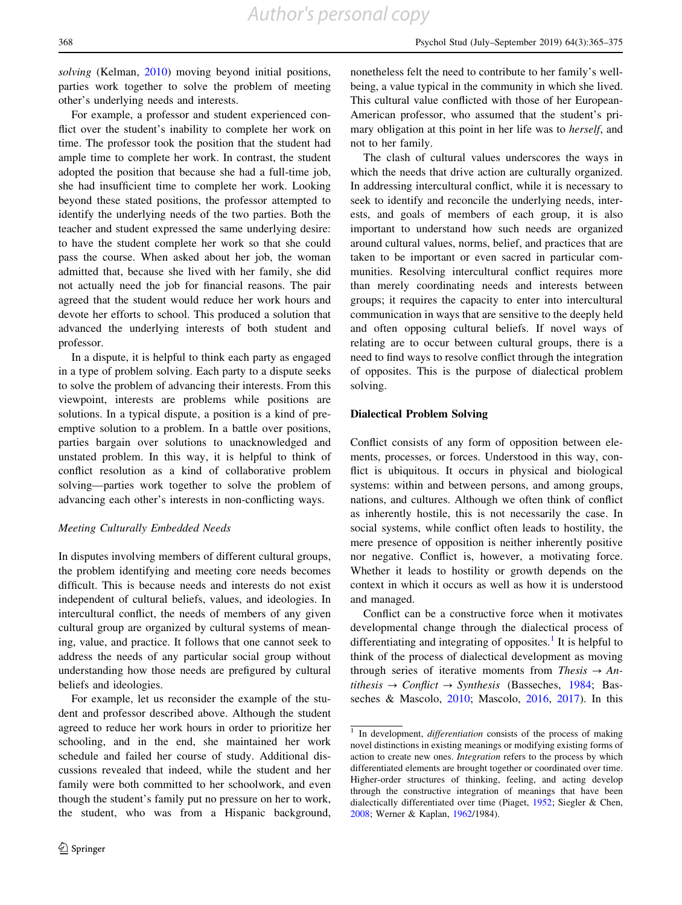*solving* (Kelman, 2010) moving beyond initial positions, parties work together to solve the problem of meeting other's underlying needs and interests.

For example, a professor and student experienced conflict over the student's inability to complete her work on time. The professor took the position that the student had ample time to complete her work. In contrast, the student adopted the position that because she had a full-time job, she had insufficient time to complete her work. Looking beyond these stated positions, the professor attempted to identify the underlying needs of the two parties. Both the teacher and student expressed the same underlying desire: to have the student complete her work so that she could pass the course. When asked about her job, the woman admitted that, because she lived with her family, she did not actually need the job for financial reasons. The pair agreed that the student would reduce her work hours and devote her efforts to school. This produced a solution that advanced the underlying interests of both student and professor.

In a dispute, it is helpful to think each party as engaged in a type of problem solving. Each party to a dispute seeks to solve the problem of advancing their interests. From this viewpoint, interests are problems while positions are solutions. In a typical dispute, a position is a kind of pre-emptive solution to a problem. In a battle over positions, parties bargain over solutions to unacknowledged and unstated problem. In this way, it is helpful to think of conflict resolution as a kind of collaborative problem solving—parties work together to solve the problem of advancing each other's interests in non-conflicting ways.

### *Meeting Culturally Embedded Needs*

In disputes involving members of different cultural groups, the problem identifying and meeting core needs becomes difficult. This is because needs and interests do not exist independent of cultural beliefs, values, and ideologies. In intercultural conflict, the needs of members of any given cultural group are organized by cultural systems of meaning, value, and practice. It follows that one cannot seek to address the needs of any particular social group without understanding how those needs are prefigured by cultural beliefs and ideologies.

For example, let us reconsider the example of the student and professor described above. Although the student agreed to reduce her work hours in order to prioritize her schooling, and in the end, she maintained her work schedule and failed her course of study. Additional discussions revealed that indeed, while the student and her family were both committed to her schoolwork, and even though the student's family put no pressure on her to work, the student, who was from a Hispanic background, nonetheless felt the need to contribute to her family's well-being, a value typical in the community in which she lived. This cultural value conflicted with those of her European-American professor, who assumed that the student's primary obligation at this point in her life was to *herself*, and not to her family.

The clash of cultural values underscores the ways in which the needs that drive action are culturally organized. In addressing intercultural conflict, while it is necessary to seek to identify and reconcile the underlying needs, interests, and goals of members of each group, it is also important to understand how such needs are organized around cultural values, norms, belief, and practices that are taken to be important or even sacred in particular communities. Resolving intercultural conflict requires more than merely coordinating needs and interests between groups; it requires the capacity to enter into intercultural communication in ways that are sensitive to the deeply held and often opposing cultural beliefs. If novel ways of relating are to occur between cultural groups, there is a need to find ways to resolve conflict through the integration of opposites. This is the purpose of dialectical problem solving.

## Dialectical Problem Solving

Conflict consists of any form of opposition between elements, processes, or forces. Understood in this way, conflict is ubiquitous. It occurs in physical and biological systems: within and between persons, and among groups, nations, and cultures. Although we often think of conflict as inherently hostile, this is not necessarily the case. In social systems, while conflict often leads to hostility, the mere presence of opposition is neither inherently positive nor negative. Conflict is, however, a motivating force. Whether it leads to hostility or growth depends on the context in which it occurs as well as how it is understood and managed.

Conflict can be a constructive force when it motivates developmental change through the dialectical process of differentiating and integrating of opposites.[1] It is helpful to think of the process of dialectical development as moving through series of iterative moments from *Thesis* → *Antithesis* → *Conflict* → *Synthesis* (Basseches, 1984; Basseches & Mascolo, 2010; Mascolo, 2016, 2017). In this

[1] In development, *differentiation* consists of the process of making novel distinctions in existing meanings or modifying existing forms of action to create new ones. *Integration* refers to the process by which differentiated elements are brought together or coordinated over time. Higher-order structures of thinking, feeling, and acting develop through the constructive integration of meanings that have been dialectically differentiated over time (Piaget, 1952; Siegler & Chen, 2008; Werner & Kaplan, 1962/1984).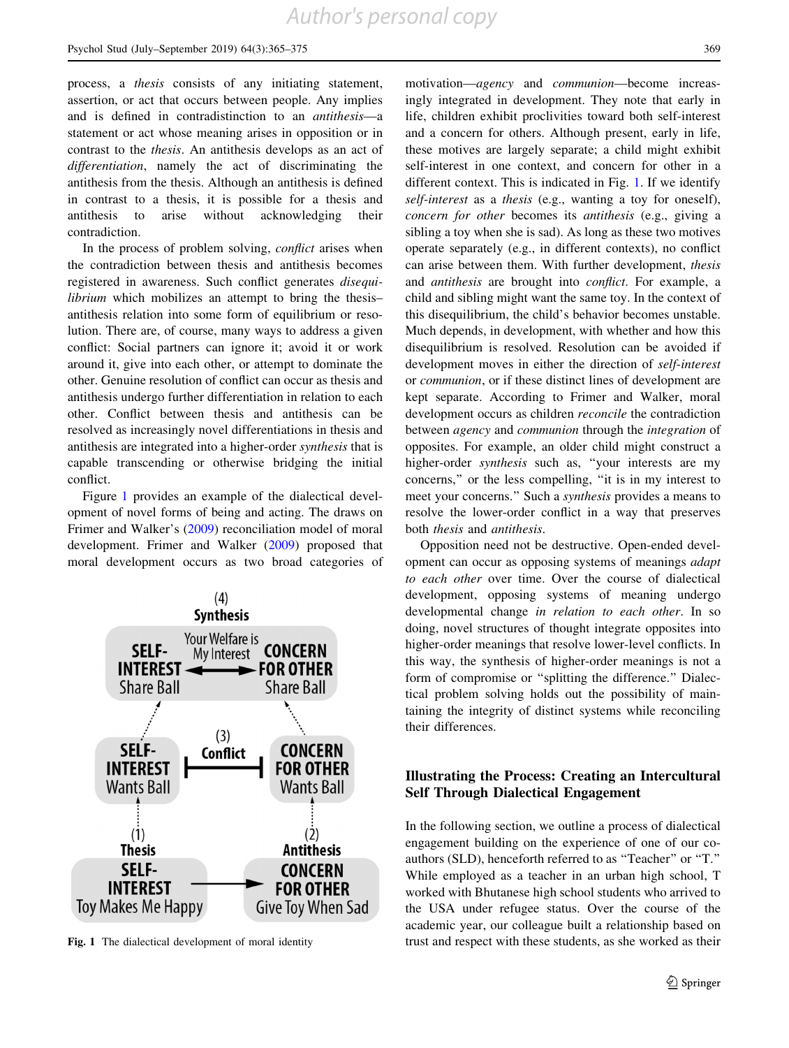process, a *thesis* consists of any initiating statement, assertion, or act that occurs between people. Any implies and is defined in contradistinction to an *antithesis*—a statement or act whose meaning arises in opposition or in contrast to the *thesis*. An antithesis develops as an act of *differentiation*, namely the act of discriminating the antithesis from the thesis. Although an antithesis is defined in contrast to a thesis, it is possible for a thesis and antithesis to arise without acknowledging their contradiction.

In the process of problem solving, *conflict* arises when the contradiction between thesis and antithesis becomes registered in awareness. Such conflict generates *disequilibrium* which mobilizes an attempt to bring the thesis–antithesis relation into some form of equilibrium or resolution. There are, of course, many ways to address a given conflict: Social partners can ignore it; avoid it or work around it, give into each other, or attempt to dominate the other. Genuine resolution of conflict can occur as thesis and antithesis undergo further differentiation in relation to each other. Conflict between thesis and antithesis can be resolved as increasingly novel differentiations in thesis and antithesis are integrated into a higher-order *synthesis* that is capable transcending or otherwise bridging the initial conflict.

Figure 1 provides an example of the dialectical development of novel forms of being and acting. The draws on Frimer and Walker's (2009) reconciliation model of moral development. Frimer and Walker (2009) proposed that moral development occurs as two broad categories of motivation—*agency* and *communion*—become increasingly integrated in development. They note that early in life, children exhibit proclivities toward both self-interest and a concern for others. Although present, early in life, these motives are largely separate; a child might exhibit self-interest in one context, and concern for other in a different context. This is indicated in Fig. 1. If we identify *self-interest* as a *thesis* (e.g., wanting a toy for oneself), *concern for other* becomes its *antithesis* (e.g., giving a sibling a toy when she is sad). As long as these two motives operate separately (e.g., in different contexts), no conflict can arise between them. With further development, *thesis* and *antithesis* are brought into *conflict*. For example, a child and sibling might want the same toy. In the context of this disequilibrium, the child's behavior becomes unstable. Much depends, in development, with whether and how this disequilibrium is resolved. Resolution can be avoided if development moves in either the direction of *self-interest* or *communion*, or if these distinct lines of development are kept separate. According to Frimer and Walker, moral development occurs as children *reconcile* the contradiction between *agency* and *communion* through the *integration* of opposites. For example, an older child might construct a higher-order *synthesis* such as, "your interests are my concerns," or the less compelling, "it is in my interest to meet your concerns." Such a *synthesis* provides a means to resolve the lower-order conflict in a way that preserves both *thesis* and *antithesis*.

(4)
Synthesis
SELF-INTEREST Share Ball
Your Welfare is My Interest
CONCERN FOR OTHER Share Ball

(3)
Conflict
SELF-INTEREST Wants Ball
CONCERN FOR OTHER Wants Ball

(1)
Thesis
SELF-INTEREST Toy Makes Me Happy

(2)
Antithesis
CONCERN FOR OTHER Give Toy When Sad

**Fig. 1** The dialectical development of moral identity

Opposition need not be destructive. Open-ended development can occur as opposing systems of meanings *adapt to each other* over time. Over the course of dialectical development, opposing systems of meaning undergo developmental change *in relation to each other*. In so doing, novel structures of thought integrate opposites into higher-order meanings that resolve lower-level conflicts. In this way, the synthesis of higher-order meanings is not a form of compromise or "splitting the difference." Dialectical problem solving holds out the possibility of maintaining the integrity of distinct systems while reconciling their differences.

## Illustrating the Process: Creating an Intercultural Self Through Dialectical Engagement

In the following section, we outline a process of dialectical engagement building on the experience of one of our co-authors (SLD), henceforth referred to as "Teacher" or "T." While employed as a teacher in an urban high school, T worked with Bhutanese high school students who arrived to the USA under refugee status. Over the course of the academic year, our colleague built a relationship based on trust and respect with these students, as she worked as their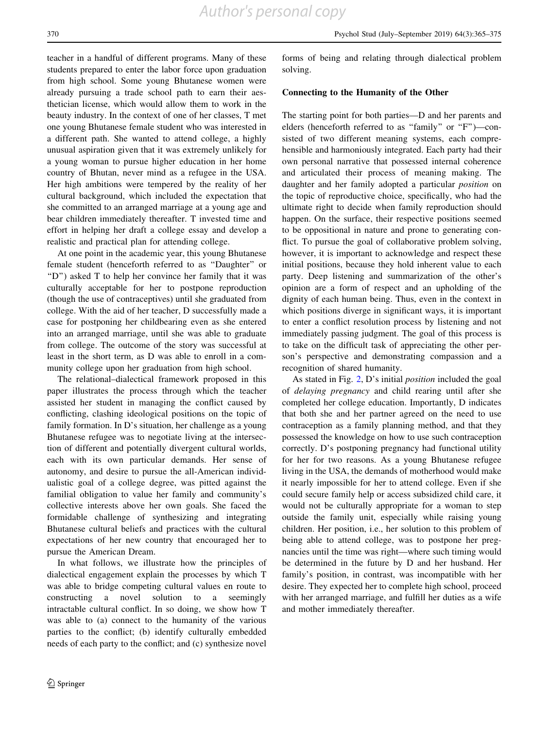teacher in a handful of different programs. Many of these students prepared to enter the labor force upon graduation from high school. Some young Bhutanese women were already pursuing a trade school path to earn their aesthetician license, which would allow them to work in the beauty industry. In the context of one of her classes, T met one young Bhutanese female student who was interested in a different path. She wanted to attend college, a highly unusual aspiration given that it was extremely unlikely for a young woman to pursue higher education in her home country of Bhutan, never mind as a refugee in the USA. Her high ambitions were tempered by the reality of her cultural background, which included the expectation that she committed to an arranged marriage at a young age and bear children immediately thereafter. T invested time and effort in helping her draft a college essay and develop a realistic and practical plan for attending college.

At one point in the academic year, this young Bhutanese female student (henceforth referred to as "Daughter" or "D") asked T to help her convince her family that it was culturally acceptable for her to postpone reproduction (though the use of contraceptives) until she graduated from college. With the aid of her teacher, D successfully made a case for postponing her childbearing even as she entered into an arranged marriage, until she was able to graduate from college. The outcome of the story was successful at least in the short term, as D was able to enroll in a community college upon her graduation from high school.

The relational–dialectical framework proposed in this paper illustrates the process through which the teacher assisted her student in managing the conflict caused by conflicting, clashing ideological positions on the topic of family formation. In D's situation, her challenge as a young Bhutanese refugee was to negotiate living at the intersection of different and potentially divergent cultural worlds, each with its own particular demands. Her sense of autonomy, and desire to pursue the all-American individualistic goal of a college degree, was pitted against the familial obligation to value her family and community's collective interests above her own goals. She faced the formidable challenge of synthesizing and integrating Bhutanese cultural beliefs and practices with the cultural expectations of her new country that encouraged her to pursue the American Dream.

In what follows, we illustrate how the principles of dialectical engagement explain the processes by which T was able to bridge competing cultural values en route to constructing a novel solution to a seemingly intractable cultural conflict. In so doing, we show how T was able to (a) connect to the humanity of the various parties to the conflict; (b) identify culturally embedded needs of each party to the conflict; and (c) synthesize novel forms of being and relating through dialectical problem solving.

### Connecting to the Humanity of the Other

The starting point for both parties—D and her parents and elders (henceforth referred to as "family" or "F")—consisted of two different meaning systems, each comprehensible and harmoniously integrated. Each party had their own personal narrative that possessed internal coherence and articulated their process of meaning making. The daughter and her family adopted a particular *position* on the topic of reproductive choice, specifically, who had the ultimate right to decide when family reproduction should happen. On the surface, their respective positions seemed to be oppositional in nature and prone to generating conflict. To pursue the goal of collaborative problem solving, however, it is important to acknowledge and respect these initial positions, because they hold inherent value to each party. Deep listening and summarization of the other's opinion are a form of respect and an upholding of the dignity of each human being. Thus, even in the context in which positions diverge in significant ways, it is important to enter a conflict resolution process by listening and not immediately passing judgment. The goal of this process is to take on the difficult task of appreciating the other person's perspective and demonstrating compassion and a recognition of shared humanity.

As stated in Fig. 2, D's initial *position* included the goal of *delaying pregnancy* and child rearing until after she completed her college education. Importantly, D indicates that both she and her partner agreed on the need to use contraception as a family planning method, and that they possessed the knowledge on how to use such contraception correctly. D's postponing pregnancy had functional utility for her for two reasons. As a young Bhutanese refugee living in the USA, the demands of motherhood would make it nearly impossible for her to attend college. Even if she could secure family help or access subsidized child care, it would not be culturally appropriate for a woman to step outside the family unit, especially while raising young children. Her position, i.e., her solution to this problem of being able to attend college, was to postpone her pregnancies until the time was right—where such timing would be determined in the future by D and her husband. Her family's position, in contrast, was incompatible with her desire. They expected her to complete high school, proceed with her arranged marriage, and fulfill her duties as a wife and mother immediately thereafter.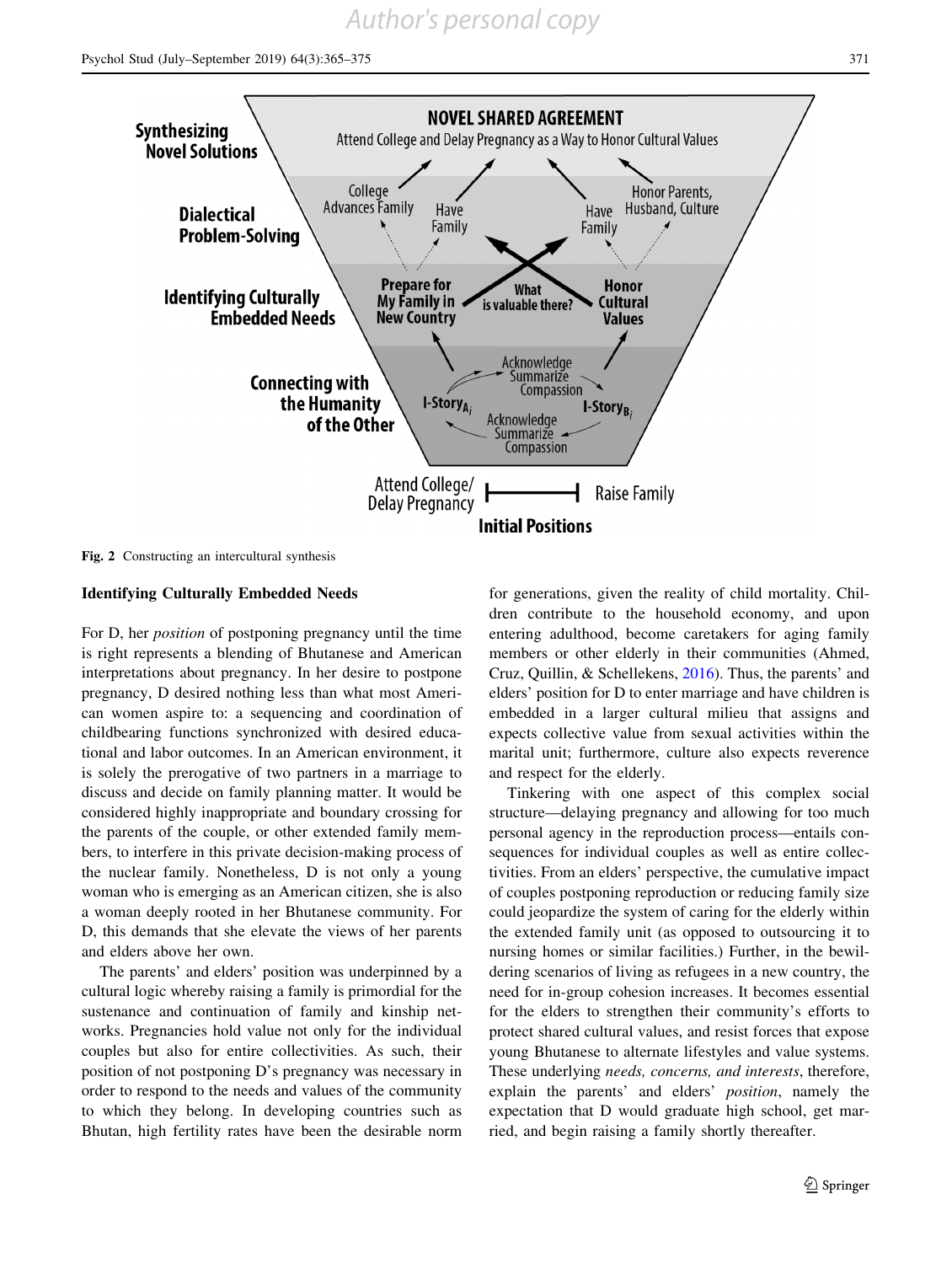NOVEL SHARED AGREEMENT

Attend College and Delay Pregnancy as a Way to Honor Cultural Values

Synthesizing Novel Solutions

Dialectical Problem-Solving

College Advances Family

Have Family

Have Family

Honor Parents, Husband, Culture

Identifying Culturally Embedded Needs

Prepare for My Family in New Country

What is valuable there?

Honor Cultural Values

Connecting with the Humanity of the Other

I-Story$_{A_i}$

Acknowledge Summarize Compassion

Acknowledge Summarize Compassion

I-Story$_{B_i}$

Attend College/ Delay Pregnancy

Raise Family

Initial Positions

**Fig. 2** Constructing an intercultural synthesis

### Identifying Culturally Embedded Needs

For D, her *position* of postponing pregnancy until the time is right represents a blending of Bhutanese and American interpretations about pregnancy. In her desire to postpone pregnancy, D desired nothing less than what most American women aspire to: a sequencing and coordination of childbearing functions synchronized with desired educational and labor outcomes. In an American environment, it is solely the prerogative of two partners in a marriage to discuss and decide on family planning matter. It would be considered highly inappropriate and boundary crossing for the parents of the couple, or other extended family members, to interfere in this private decision-making process of the nuclear family. Nonetheless, D is not only a young woman who is emerging as an American citizen, she is also a woman deeply rooted in her Bhutanese community. For D, this demands that she elevate the views of her parents and elders above her own.

The parents' and elders' position was underpinned by a cultural logic whereby raising a family is primordial for the sustenance and continuation of family and kinship networks. Pregnancies hold value not only for the individual couples but also for entire collectivities. As such, their position of not postponing D's pregnancy was necessary in order to respond to the needs and values of the community to which they belong. In developing countries such as Bhutan, high fertility rates have been the desirable norm for generations, given the reality of child mortality. Children contribute to the household economy, and upon entering adulthood, become caretakers for aging family members or other elderly in their communities (Ahmed, Cruz, Quillin, & Schellekens, 2016). Thus, the parents' and elders' position for D to enter marriage and have children is embedded in a larger cultural milieu that assigns and expects collective value from sexual activities within the marital unit; furthermore, culture also expects reverence and respect for the elderly.

Tinkering with one aspect of this complex social structure—delaying pregnancy and allowing for too much personal agency in the reproduction process—entails consequences for individual couples as well as entire collectivities. From an elders' perspective, the cumulative impact of couples postponing reproduction or reducing family size could jeopardize the system of caring for the elderly within the extended family unit (as opposed to outsourcing it to nursing homes or similar facilities.) Further, in the bewildering scenarios of living as refugees in a new country, the need for in-group cohesion increases. It becomes essential for the elders to strengthen their community's efforts to protect shared cultural values, and resist forces that expose young Bhutanese to alternate lifestyles and value systems. These underlying *needs, concerns, and interests*, therefore, explain the parents' and elders' *position*, namely the expectation that D would graduate high school, get married, and begin raising a family shortly thereafter.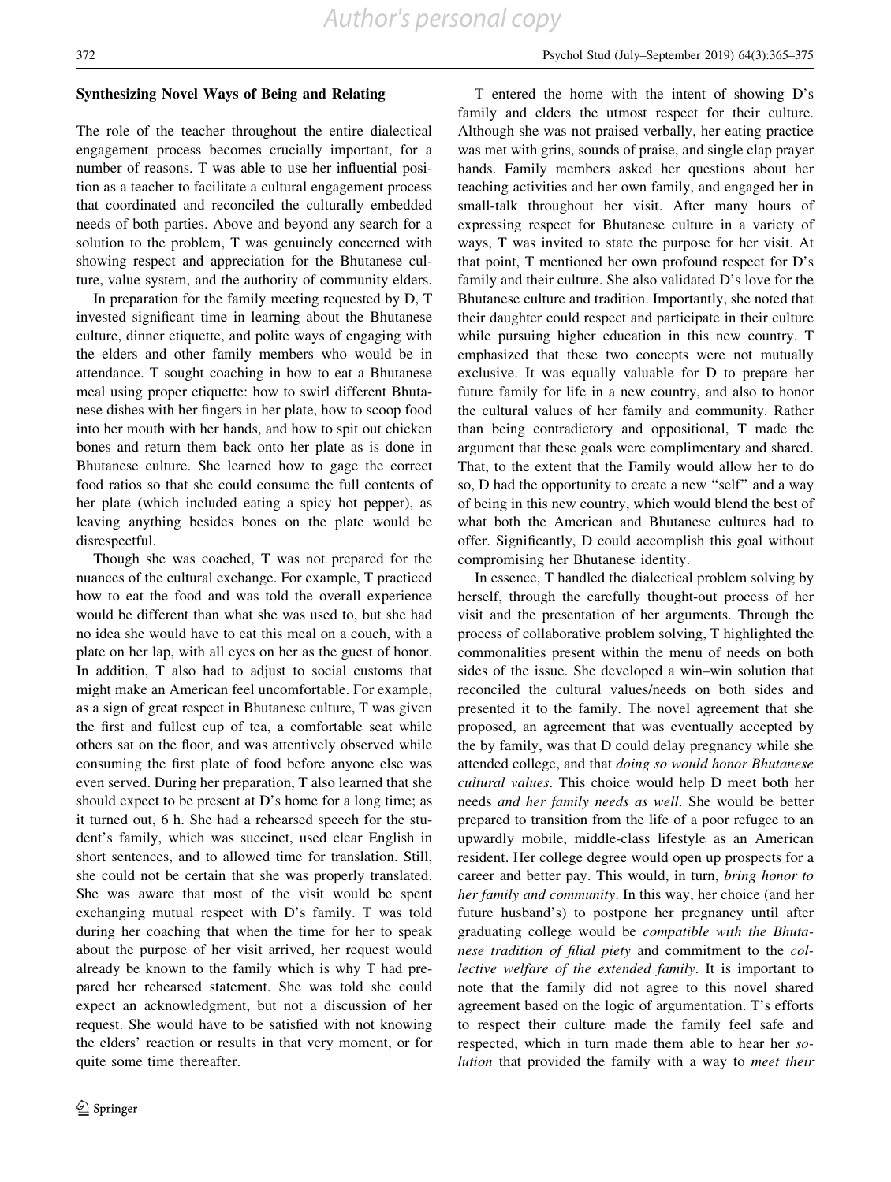### Synthesizing Novel Ways of Being and Relating

The role of the teacher throughout the entire dialectical engagement process becomes crucially important, for a number of reasons. T was able to use her influential position as a teacher to facilitate a cultural engagement process that coordinated and reconciled the culturally embedded needs of both parties. Above and beyond any search for a solution to the problem, T was genuinely concerned with showing respect and appreciation for the Bhutanese culture, value system, and the authority of community elders.

In preparation for the family meeting requested by D, T invested significant time in learning about the Bhutanese culture, dinner etiquette, and polite ways of engaging with the elders and other family members who would be in attendance. T sought coaching in how to eat a Bhutanese meal using proper etiquette: how to swirl different Bhutanese dishes with her fingers in her plate, how to scoop food into her mouth with her hands, and how to spit out chicken bones and return them back onto her plate as is done in Bhutanese culture. She learned how to gage the correct food ratios so that she could consume the full contents of her plate (which included eating a spicy hot pepper), as leaving anything besides bones on the plate would be disrespectful.

Though she was coached, T was not prepared for the nuances of the cultural exchange. For example, T practiced how to eat the food and was told the overall experience would be different than what she was used to, but she had no idea she would have to eat this meal on a couch, with a plate on her lap, with all eyes on her as the guest of honor. In addition, T also had to adjust to social customs that might make an American feel uncomfortable. For example, as a sign of great respect in Bhutanese culture, T was given the first and fullest cup of tea, a comfortable seat while others sat on the floor, and was attentively observed while consuming the first plate of food before anyone else was even served. During her preparation, T also learned that she should expect to be present at D's home for a long time; as it turned out, 6 h. She had a rehearsed speech for the student's family, which was succinct, used clear English in short sentences, and to allowed time for translation. Still, she could not be certain that she was properly translated. She was aware that most of the visit would be spent exchanging mutual respect with D's family. T was told during her coaching that when the time for her to speak about the purpose of her visit arrived, her request would already be known to the family which is why T had prepared her rehearsed statement. She was told she could expect an acknowledgment, but not a discussion of her request. She would have to be satisfied with not knowing the elders' reaction or results in that very moment, or for quite some time thereafter.

T entered the home with the intent of showing D's family and elders the utmost respect for their culture. Although she was not praised verbally, her eating practice was met with grins, sounds of praise, and single clap prayer hands. Family members asked her questions about her teaching activities and her own family, and engaged her in small-talk throughout her visit. After many hours of expressing respect for Bhutanese culture in a variety of ways, T was invited to state the purpose for her visit. At that point, T mentioned her own profound respect for D's family and their culture. She also validated D's love for the Bhutanese culture and tradition. Importantly, she noted that their daughter could respect and participate in their culture while pursuing higher education in this new country. T emphasized that these two concepts were not mutually exclusive. It was equally valuable for D to prepare her future family for life in a new country, and also to honor the cultural values of her family and community. Rather than being contradictory and oppositional, T made the argument that these goals were complimentary and shared. That, to the extent that the Family would allow her to do so, D had the opportunity to create a new "self" and a way of being in this new country, which would blend the best of what both the American and Bhutanese cultures had to offer. Significantly, D could accomplish this goal without compromising her Bhutanese identity.

In essence, T handled the dialectical problem solving by herself, through the carefully thought-out process of her visit and the presentation of her arguments. Through the process of collaborative problem solving, T highlighted the commonalities present within the menu of needs on both sides of the issue. She developed a win–win solution that reconciled the cultural values/needs on both sides and presented it to the family. The novel agreement that she proposed, an agreement that was eventually accepted by the by family, was that D could delay pregnancy while she attended college, and that *doing so would honor Bhutanese cultural values*. This choice would help D meet both her needs *and her family needs as well*. She would be better prepared to transition from the life of a poor refugee to an upwardly mobile, middle-class lifestyle as an American resident. Her college degree would open up prospects for a career and better pay. This would, in turn, *bring honor to her family and community*. In this way, her choice (and her future husband's) to postpone her pregnancy until after graduating college would be *compatible with the Bhutanese tradition of filial piety* and commitment to the *collective welfare of the extended family*. It is important to note that the family did not agree to this novel shared agreement based on the logic of argumentation. T's efforts to respect their culture made the family feel safe and respected, which in turn made them able to hear her *solution* that provided the family with a way to *meet their*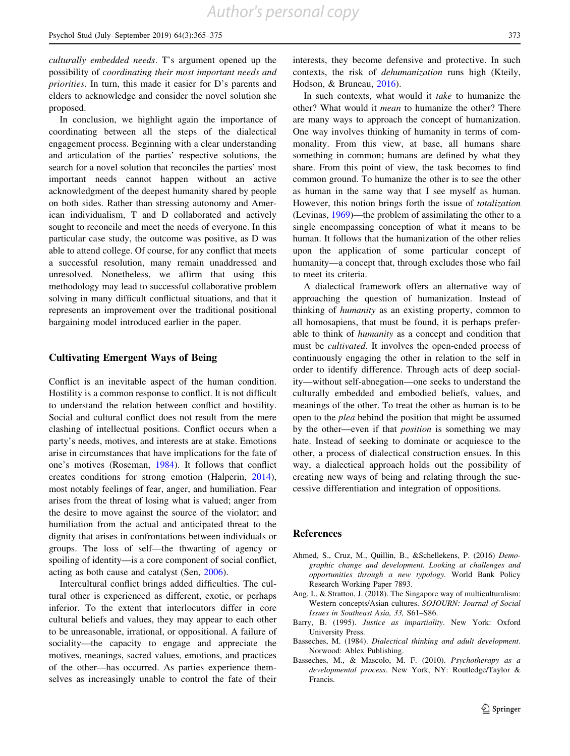*culturally embedded needs*. T's argument opened up the possibility of *coordinating their most important needs and priorities*. In turn, this made it easier for D's parents and elders to acknowledge and consider the novel solution she proposed.

In conclusion, we highlight again the importance of coordinating between all the steps of the dialectical engagement process. Beginning with a clear understanding and articulation of the parties' respective solutions, the search for a novel solution that reconciles the parties' most important needs cannot happen without an active acknowledgment of the deepest humanity shared by people on both sides. Rather than stressing autonomy and American individualism, T and D collaborated and actively sought to reconcile and meet the needs of everyone. In this particular case study, the outcome was positive, as D was able to attend college. Of course, for any conflict that meets a successful resolution, many remain unaddressed and unresolved. Nonetheless, we affirm that using this methodology may lead to successful collaborative problem solving in many difficult conflictual situations, and that it represents an improvement over the traditional positional bargaining model introduced earlier in the paper.

## Cultivating Emergent Ways of Being

Conflict is an inevitable aspect of the human condition. Hostility is a common response to conflict. It is not difficult to understand the relation between conflict and hostility. Social and cultural conflict does not result from the mere clashing of intellectual positions. Conflict occurs when a party's needs, motives, and interests are at stake. Emotions arise in circumstances that have implications for the fate of one's motives (Roseman, 1984). It follows that conflict creates conditions for strong emotion (Halperin, 2014), most notably feelings of fear, anger, and humiliation. Fear arises from the threat of losing what is valued; anger from the desire to move against the source of the violator; and humiliation from the actual and anticipated threat to the dignity that arises in confrontations between individuals or groups. The loss of self—the thwarting of agency or spoiling of identity—is a core component of social conflict, acting as both cause and catalyst (Sen, 2006).

Intercultural conflict brings added difficulties. The cultural other is experienced as different, exotic, or perhaps inferior. To the extent that interlocutors differ in core cultural beliefs and values, they may appear to each other to be unreasonable, irrational, or oppositional. A failure of sociality—the capacity to engage and appreciate the motives, meanings, sacred values, emotions, and practices of the other—has occurred. As parties experience themselves as increasingly unable to control the fate of their interests, they become defensive and protective. In such contexts, the risk of *dehumanization* runs high (Kteily, Hodson, & Bruneau, 2016).

In such contexts, what would it *take* to humanize the other? What would it *mean* to humanize the other? There are many ways to approach the concept of humanization. One way involves thinking of humanity in terms of commonality. From this view, at base, all humans share something in common; humans are defined by what they share. From this point of view, the task becomes to find common ground. To humanize the other is to see the other as human in the same way that I see myself as human. However, this notion brings forth the issue of *totalization* (Levinas, 1969)—the problem of assimilating the other to a single encompassing conception of what it means to be human. It follows that the humanization of the other relies upon the application of some particular concept of humanity—a concept that, through excludes those who fail to meet its criteria.

A dialectical framework offers an alternative way of approaching the question of humanization. Instead of thinking of *humanity* as an existing property, common to all homosapiens, that must be found, it is perhaps preferable to think of *humanity* as a concept and condition that must be *cultivated*. It involves the open-ended process of continuously engaging the other in relation to the self in order to identify difference. Through acts of deep sociality—without self-abnegation—one seeks to understand the culturally embedded and embodied beliefs, values, and meanings of the other. To treat the other as human is to be open to the *plea* behind the position that might be assumed by the other—even if that *position* is something we may hate. Instead of seeking to dominate or acquiesce to the other, a process of dialectical construction ensues. In this way, a dialectical approach holds out the possibility of creating new ways of being and relating through the successive differentiation and integration of oppositions.

## References

Ahmed, S., Cruz, M., Quillin, B., &Schellekens, P. (2016) *Demographic change and development. Looking at challenges and opportunities through a new typology*. World Bank Policy Research Working Paper 7893.

Ang, I., & Stratton, J. (2018). The Singapore way of multiculturalism: Western concepts/Asian cultures. *SOJOURN: Journal of Social Issues in Southeast Asia, 33,* S61–S86.

Barry, B. (1995). *Justice as impartiality*. New York: Oxford University Press.

Basseches, M. (1984). *Dialectical thinking and adult development*. Norwood: Ablex Publishing.

Basseches, M., & Mascolo, M. F. (2010). *Psychotherapy as a developmental process*. New York, NY: Routledge/Taylor & Francis.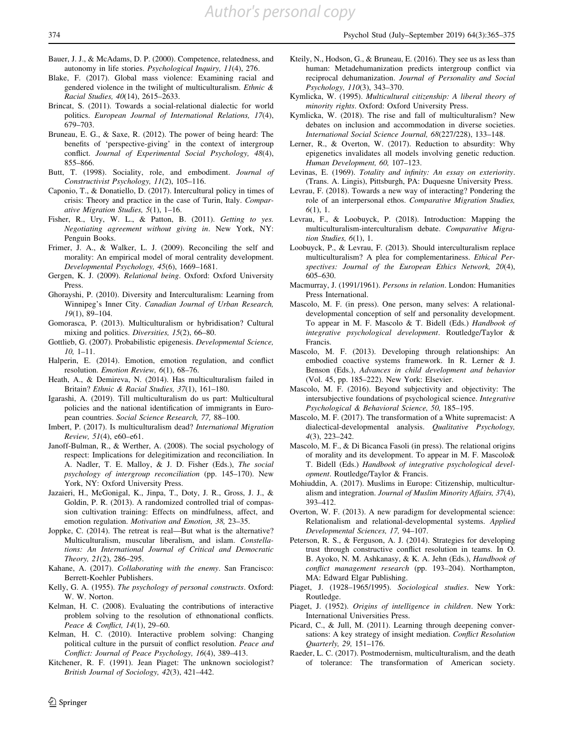Bauer, J. J., & McAdams, D. P. (2000). Competence, relatedness, and autonomy in life stories. *Psychological Inquiry, 11*(4), 276.

Blake, F. (2017). Global mass violence: Examining racial and gendered violence in the twilight of multiculturalism. *Ethnic & Racial Studies, 40*(14), 2615–2633.

Brincat, S. (2011). Towards a social-relational dialectic for world politics. *European Journal of International Relations, 17*(4), 679–703.

Bruneau, E. G., & Saxe, R. (2012). The power of being heard: The benefits of 'perspective-giving' in the context of intergroup conflict. *Journal of Experimental Social Psychology, 48*(4), 855–866.

Butt, T. (1998). Sociality, role, and embodiment. *Journal of Constructivist Psychology, 11*(2), 105–116.

Caponio, T., & Donatiello, D. (2017). Intercultural policy in times of crisis: Theory and practice in the case of Turin, Italy. *Comparative Migration Studies, 5*(1), 1–16.

Fisher, R., Ury, W. L., & Patton, B. (2011). *Getting to yes. Negotiating agreement without giving in*. New York, NY: Penguin Books.

Frimer, J. A., & Walker, L. J. (2009). Reconciling the self and morality: An empirical model of moral centrality development. *Developmental Psychology, 45*(6), 1669–1681.

Gergen, K. J. (2009). *Relational being*. Oxford: Oxford University Press.

Ghorayshi, P. (2010). Diversity and Interculturalism: Learning from Winnipeg's Inner City. *Canadian Journal of Urban Research, 19*(1), 89–104.

Gomorasca, P. (2013). Multiculturalism or hybridisation? Cultural mixing and politics. *Diversities, 15*(2), 66–80.

Gottlieb, G. (2007). Probabilistic epigenesis. *Developmental Science, 10*, 1–11.

Halperin, E. (2014). Emotion, emotion regulation, and conflict resolution. *Emotion Review, 6*(1), 68–76.

Heath, A., & Demireva, N. (2014). Has multiculturalism failed in Britain? *Ethnic & Racial Studies, 37*(1), 161–180.

Igarashi, A. (2019). Till multiculturalism do us part: Multicultural policies and the national identification of immigrants in European countries. *Social Science Research, 77*, 88–100.

Imbert, P. (2017). Is multiculturalism dead? *International Migration Review, 51*(4), e60–e61.

Janoff-Bulman, R., & Werther, A. (2008). The social psychology of respect: Implications for delegitimization and reconciliation. In A. Nadler, T. E. Malloy, & J. D. Fisher (Eds.), *The social psychology of intergroup reconciliation* (pp. 145–170). New York, NY: Oxford University Press.

Jazaieri, H., McGonigal, K., Jinpa, T., Doty, J. R., Gross, J. J., & Goldin, P. R. (2013). A randomized controlled trial of compassion cultivation training: Effects on mindfulness, affect, and emotion regulation. *Motivation and Emotion, 38*, 23–35.

Joppke, C. (2014). The retreat is real—But what is the alternative? Multiculturalism, muscular liberalism, and islam. *Constellations: An International Journal of Critical and Democratic Theory, 21*(2), 286–295.

Kahane, A. (2017). *Collaborating with the enemy*. San Francisco: Berrett-Koehler Publishers.

Kelly, G. A. (1955). *The psychology of personal constructs*. Oxford: W. W. Norton.

Kelman, H. C. (2008). Evaluating the contributions of interactive problem solving to the resolution of ethnonational conflicts. *Peace & Conflict, 14*(1), 29–60.

Kelman, H. C. (2010). Interactive problem solving: Changing political culture in the pursuit of conflict resolution. *Peace and Conflict: Journal of Peace Psychology, 16*(4), 389–413.

Kitchener, R. F. (1991). Jean Piaget: The unknown sociologist? *British Journal of Sociology, 42*(3), 421–442.

Kteily, N., Hodson, G., & Bruneau, E. (2016). They see us as less than human: Metadehumanization predicts intergroup conflict via reciprocal dehumanization. *Journal of Personality and Social Psychology, 110*(3), 343–370.

Kymlicka, W. (1995). *Multicultural citizenship: A liberal theory of minority rights*. Oxford: Oxford University Press.

Kymlicka, W. (2018). The rise and fall of multiculturalism? New debates on inclusion and accommodation in diverse societies. *International Social Science Journal, 68*(227/228), 133–148.

Lerner, R., & Overton, W. (2017). Reduction to absurdity: Why epigenetics invalidates all models involving genetic reduction. *Human Development, 60*, 107–123.

Levinas, E. (1969). *Totality and infinity: An essay on exteriority*. (Trans. A. Lingis), Pittsburgh, PA: Duquesne University Press.

Levrau, F. (2018). Towards a new way of interacting? Pondering the role of an interpersonal ethos. *Comparative Migration Studies, 6*(1), 1.

Levrau, F., & Loobuyck, P. (2018). Introduction: Mapping the multiculturalism-interculturalism debate. *Comparative Migration Studies, 6*(1), 1.

Loobuyck, P., & Levrau, F. (2013). Should interculturalism replace multiculturalism? A plea for complementariness. *Ethical Perspectives: Journal of the European Ethics Network, 20*(4), 605–630.

Macmurray, J. (1991/1961). *Persons in relation*. London: Humanities Press International.

Mascolo, M. F. (in press). One person, many selves: A relational-developmental conception of self and personality development. To appear in M. F. Mascolo & T. Bidell (Eds.) *Handbook of integrative psychological development*. Routledge/Taylor & Francis.

Mascolo, M. F. (2013). Developing through relationships: An embodied coactive systems framework. In R. Lerner & J. Benson (Eds.), *Advances in child development and behavior* (Vol. 45, pp. 185–222). New York: Elsevier.

Mascolo, M. F. (2016). Beyond subjectivity and objectivity: The intersubjective foundations of psychological science. *Integrative Psychological & Behavioral Science, 50*, 185–195.

Mascolo, M. F. (2017). The transformation of a White supremacist: A dialectical-developmental analysis. *Qualitative Psychology, 4*(3), 223–242.

Mascolo, M. F., & Di Bicanca Fasoli (in press). The relational origins of morality and its development. To appear in M. F. Mascolo& T. Bidell (Eds.) *Handbook of integrative psychological development*. Routledge/Taylor & Francis.

Mohiuddin, A. (2017). Muslims in Europe: Citizenship, multiculturalism and integration. *Journal of Muslim Minority Affairs, 37*(4), 393–412.

Overton, W. F. (2013). A new paradigm for developmental science: Relationalism and relational-developmental systems. *Applied Developmental Sciences, 17*, 94–107.

Peterson, R. S., & Ferguson, A. J. (2014). Strategies for developing trust through constructive conflict resolution in teams. In O. B. Ayoko, N. M. Ashkanasy, & K. A. Jehn (Eds.), *Handbook of conflict management research* (pp. 193–204). Northampton, MA: Edward Elgar Publishing.

Piaget, J. (1928–1965/1995). *Sociological studies*. New York: Routledge.

Piaget, J. (1952). *Origins of intelligence in children*. New York: International Universities Press.

Picard, C., & Jull, M. (2011). Learning through deepening conversations: A key strategy of insight mediation. *Conflict Resolution Quarterly, 29*, 151–176.

Raeder, L. C. (2017). Postmodernism, multiculturalism, and the death of tolerance: The transformation of American society.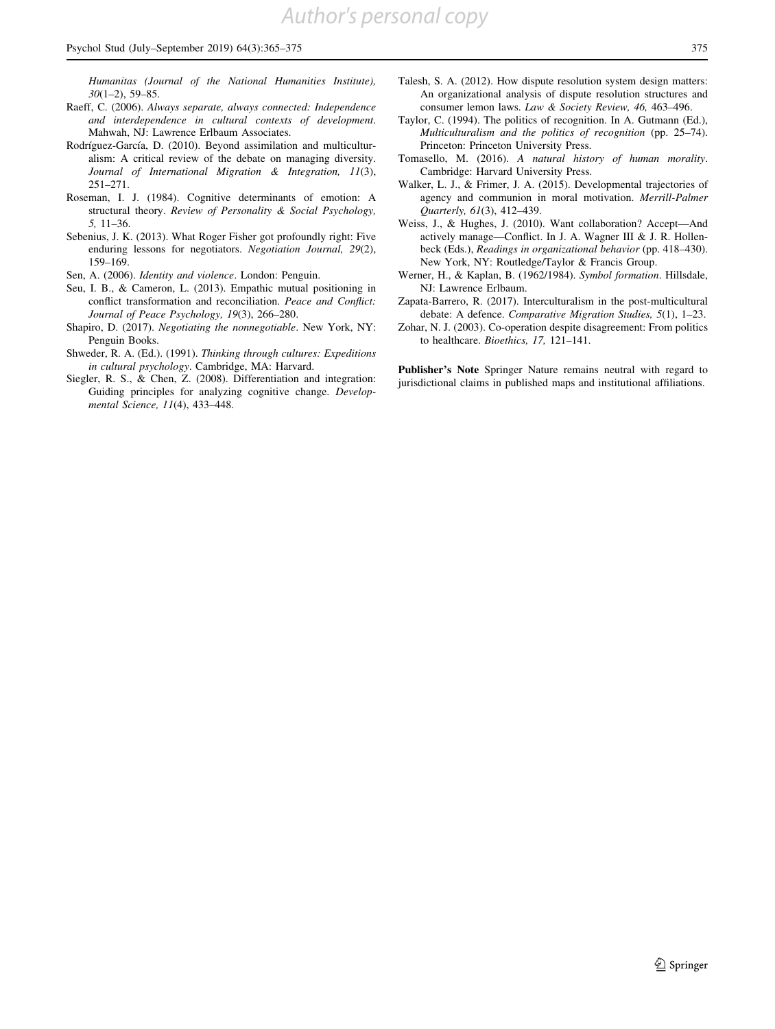*Humanitas (Journal of the National Humanities Institute), 30*(1–2), 59–85.

Raeff, C. (2006). *Always separate, always connected: Independence and interdependence in cultural contexts of development*. Mahwah, NJ: Lawrence Erlbaum Associates.

Rodríguez-García, D. (2010). Beyond assimilation and multiculturalism: A critical review of the debate on managing diversity. *Journal of International Migration & Integration, 11*(3), 251–271.

Roseman, I. J. (1984). Cognitive determinants of emotion: A structural theory. *Review of Personality & Social Psychology, 5,* 11–36.

Sebenius, J. K. (2013). What Roger Fisher got profoundly right: Five enduring lessons for negotiators. *Negotiation Journal, 29*(2), 159–169.

Sen, A. (2006). *Identity and violence*. London: Penguin.

Seu, I. B., & Cameron, L. (2013). Empathic mutual positioning in conflict transformation and reconciliation. *Peace and Conflict: Journal of Peace Psychology, 19*(3), 266–280.

Shapiro, D. (2017). *Negotiating the nonnegotiable*. New York, NY: Penguin Books.

Shweder, R. A. (Ed.). (1991). *Thinking through cultures: Expeditions in cultural psychology*. Cambridge, MA: Harvard.

Siegler, R. S., & Chen, Z. (2008). Differentiation and integration: Guiding principles for analyzing cognitive change. *Developmental Science, 11*(4), 433–448.

Talesh, S. A. (2012). How dispute resolution system design matters: An organizational analysis of dispute resolution structures and consumer lemon laws. *Law & Society Review, 46,* 463–496.

Taylor, C. (1994). The politics of recognition. In A. Gutmann (Ed.), *Multiculturalism and the politics of recognition* (pp. 25–74). Princeton: Princeton University Press.

Tomasello, M. (2016). *A natural history of human morality*. Cambridge: Harvard University Press.

Walker, L. J., & Frimer, J. A. (2015). Developmental trajectories of agency and communion in moral motivation. *Merrill-Palmer Quarterly, 61*(3), 412–439.

Weiss, J., & Hughes, J. (2010). Want collaboration? Accept—And actively manage—Conflict. In J. A. Wagner III & J. R. Hollenbeck (Eds.), *Readings in organizational behavior* (pp. 418–430). New York, NY: Routledge/Taylor & Francis Group.

Werner, H., & Kaplan, B. (1962/1984). *Symbol formation*. Hillsdale, NJ: Lawrence Erlbaum.

Zapata-Barrero, R. (2017). Interculturalism in the post-multicultural debate: A defence. *Comparative Migration Studies, 5*(1), 1–23.

Zohar, N. J. (2003). Co-operation despite disagreement: From politics to healthcare. *Bioethics, 17,* 121–141.

**Publisher's Note** Springer Nature remains neutral with regard to jurisdictional claims in published maps and institutional affiliations.